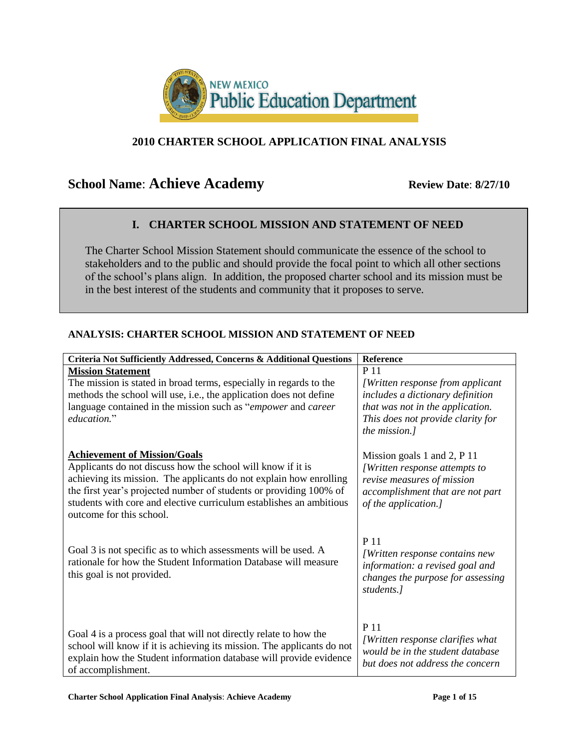## 2010 CHARTER SCHOOL APPLICATION FINAL ANALYSIS

**School Name**: **Achieve Academy** **Review Date**: **8/27/10**

## I. CHARTER SCHOOL MISSION AND STATEMENT OF NEED

The Charter School Mission Statement should communicate the essence of the school to stakeholders and to the public and should provide the focal point to which all other sections of the school's plans align. In addition, the proposed charter school and its mission must be in the best interest of the students and community that it proposes to serve.

### ANALYSIS: CHARTER SCHOOL MISSION AND STATEMENT OF NEED

| Criteria Not Sufficiently Addressed, Concerns & Additional Questions | Reference |
|---|---|
| **Mission Statement**<br>The mission is stated in broad terms, especially in regards to the methods the school will use, i.e., the application does not define language contained in the mission such as "*empower* and *career education.*" | P 11<br>*[Written response from applicant includes a dictionary definition that was not in the application. This does not provide clarity for the mission.]* |
| **Achievement of Mission/Goals**<br>Applicants do not discuss how the school will know if it is achieving its mission. The applicants do not explain how enrolling the first year's projected number of students or providing 100% of students with core and elective curriculum establishes an ambitious outcome for this school. | Mission goals 1 and 2, P 11<br>*[Written response attempts to revise measures of mission accomplishment that are not part of the application.]* |
| Goal 3 is not specific as to which assessments will be used. A rationale for how the Student Information Database will measure this goal is not provided. | P 11<br>*[Written response contains new information: a revised goal and changes the purpose for assessing students.]* |
| Goal 4 is a process goal that will not directly relate to how the school will know if it is achieving its mission. The applicants do not explain how the Student information database will provide evidence of accomplishment. | P 11<br>*[Written response clarifies what would be in the student database but does not address the concern* |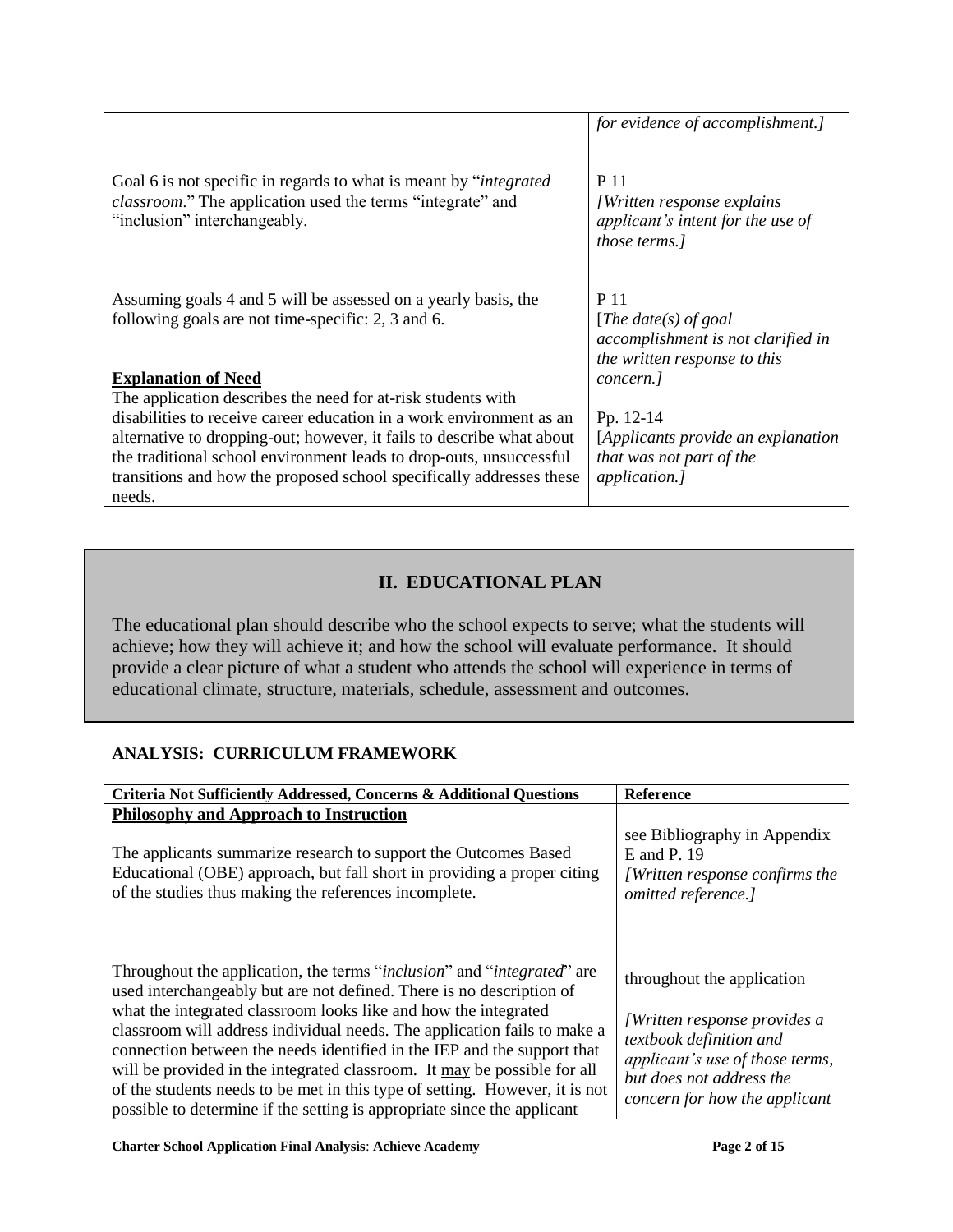| | |
|---|---|
| | *for evidence of accomplishment.]* |
| Goal 6 is not specific in regards to what is meant by "*integrated classroom*." The application used the terms "integrate" and "inclusion" interchangeably. | P 11 *[Written response explains applicant's intent for the use of those terms.]* |
| Assuming goals 4 and 5 will be assessed on a yearly basis, the following goals are not time-specific: 2, 3 and 6. | P 11 [*The date(s) of goal accomplishment is not clarified in the written response to this concern.]* |
| **<u>Explanation of Need</u>** The application describes the need for at-risk students with disabilities to receive career education in a work environment as an alternative to dropping-out; however, it fails to describe what about the traditional school environment leads to drop-outs, unsuccessful transitions and how the proposed school specifically addresses these needs. | Pp. 12-14 [*Applicants provide an explanation that was not part of the application.]* |

## II. EDUCATIONAL PLAN

The educational plan should describe who the school expects to serve; what the students will achieve; how they will achieve it; and how the school will evaluate performance. It should provide a clear picture of what a student who attends the school will experience in terms of educational climate, structure, materials, schedule, assessment and outcomes.

### ANALYSIS: CURRICULUM FRAMEWORK

| Criteria Not Sufficiently Addressed, Concerns & Additional Questions | Reference |
|---|---|
| **<u>Philosophy and Approach to Instruction</u>** The applicants summarize research to support the Outcomes Based Educational (OBE) approach, but fall short in providing a proper citing of the studies thus making the references incomplete. | see Bibliography in Appendix E and P. 19 *[Written response confirms the omitted reference.]* |
| Throughout the application, the terms "*inclusion*" and "*integrated*" are used interchangeably but are not defined. There is no description of what the integrated classroom looks like and how the integrated classroom will address individual needs. The application fails to make a connection between the needs identified in the IEP and the support that will be provided in the integrated classroom. It <u>may</u> be possible for all of the students needs to be met in this type of setting. However, it is not possible to determine if the setting is appropriate since the applicant | throughout the application *[Written response provides a textbook definition and applicant's use of those terms, but does not address the concern for how the applicant* |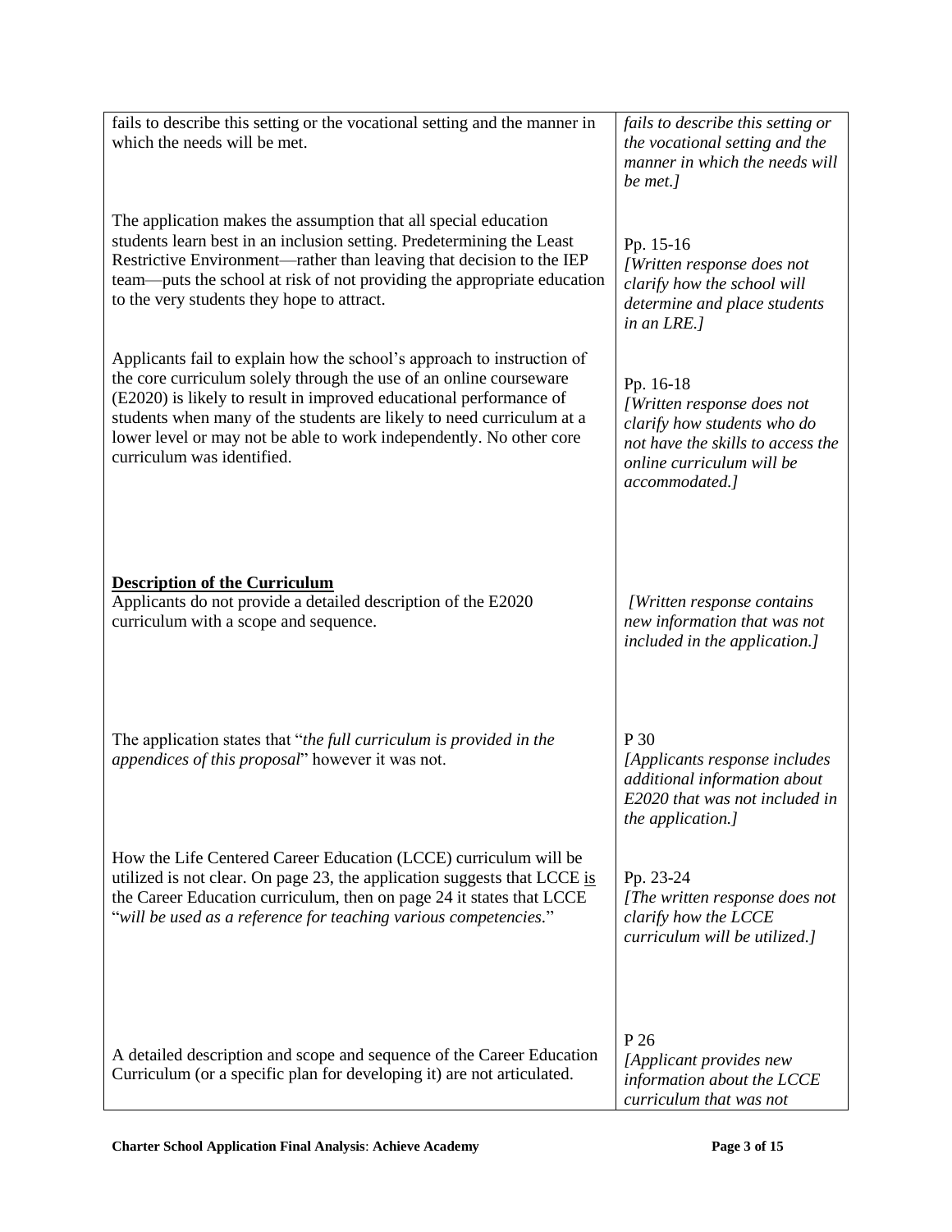| | |
|---|---|
| fails to describe this setting or the vocational setting and the manner in which the needs will be met. | *fails to describe this setting or the vocational setting and the manner in which the needs will be met.]* |
| The application makes the assumption that all special education students learn best in an inclusion setting. Predetermining the Least Restrictive Environment—rather than leaving that decision to the IEP team—puts the school at risk of not providing the appropriate education to the very students they hope to attract. | Pp. 15-16 *[Written response does not clarify how the school will determine and place students in an LRE.]* |
| Applicants fail to explain how the school's approach to instruction of the core curriculum solely through the use of an online courseware (E2020) is likely to result in improved educational performance of students when many of the students are likely to need curriculum at a lower level or may not be able to work independently. No other core curriculum was identified. | Pp. 16-18 *[Written response does not clarify how students who do not have the skills to access the online curriculum will be accommodated.]* |
| **Description of the Curriculum** Applicants do not provide a detailed description of the E2020 curriculum with a scope and sequence. | *[Written response contains new information that was not included in the application.]* |
| The application states that "*the full curriculum is provided in the appendices of this proposal*" however it was not. | P 30 *[Applicants response includes additional information about E2020 that was not included in the application.]* |
| How the Life Centered Career Education (LCCE) curriculum will be utilized is not clear. On page 23, the application suggests that LCCE is the Career Education curriculum, then on page 24 it states that LCCE "*will be used as a reference for teaching various competencies.*" | Pp. 23-24 *[The written response does not clarify how the LCCE curriculum will be utilized.]* |
| A detailed description and scope and sequence of the Career Education Curriculum (or a specific plan for developing it) are not articulated. | P 26 *[Applicant provides new information about the LCCE curriculum that was not* |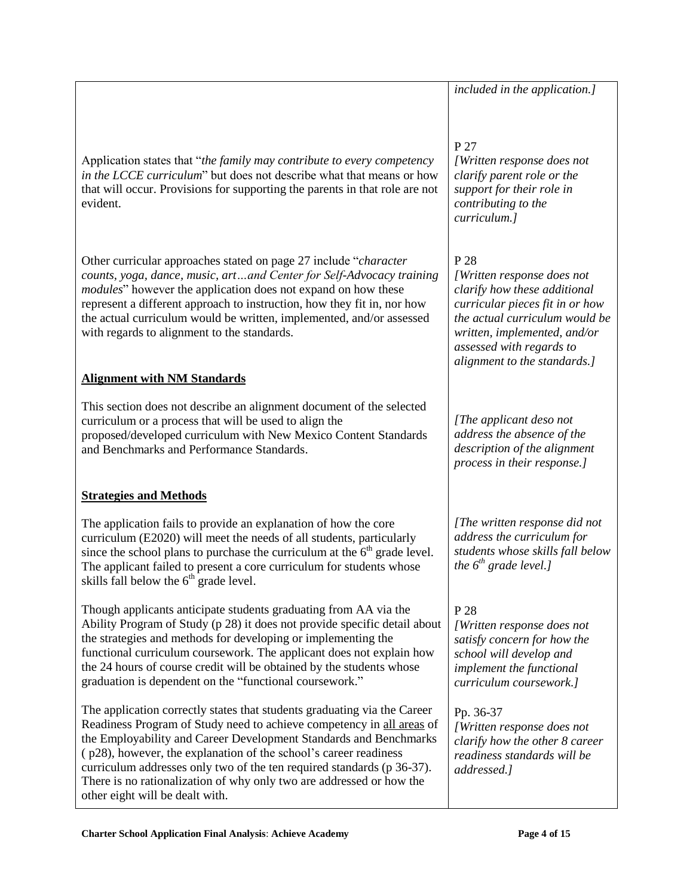| | |
|---|---|
| | *included in the application.]* |
| Application states that "*the family may contribute to every competency in the LCCE curriculum*" but does not describe what that means or how that will occur. Provisions for supporting the parents in that role are not evident. | P 27<br>*[Written response does not clarify parent role or the support for their role in contributing to the curriculum.]* |
| Other curricular approaches stated on page 27 include "*character counts, yoga, dance, music, art…and Center for Self-Advocacy training modules*" however the application does not expand on how these represent a different approach to instruction, how they fit in, nor how the actual curriculum would be written, implemented, and/or assessed with regards to alignment to the standards. | P 28<br>*[Written response does not clarify how these additional curricular pieces fit in or how the actual curriculum would be written, implemented, and/or assessed with regards to alignment to the standards.]* |
| **Alignment with NM Standards** | |
| This section does not describe an alignment document of the selected curriculum or a process that will be used to align the proposed/developed curriculum with New Mexico Content Standards and Benchmarks and Performance Standards. | *[The applicant deso not address the absence of the description of the alignment process in their response.]* |
| **Strategies and Methods** | |
| The application fails to provide an explanation of how the core curriculum (E2020) will meet the needs of all students, particularly since the school plans to purchase the curriculum at the 6th grade level. The applicant failed to present a core curriculum for students whose skills fall below the 6th grade level. | *[The written response did not address the curriculum for students whose skills fall below the 6th grade level.]* |
| Though applicants anticipate students graduating from AA via the Ability Program of Study (p 28) it does not provide specific detail about the strategies and methods for developing or implementing the functional curriculum coursework. The applicant does not explain how the 24 hours of course credit will be obtained by the students whose graduation is dependent on the "functional coursework." | P 28<br>*[Written response does not satisfy concern for how the school will develop and implement the functional curriculum coursework.]* |
| The application correctly states that students graduating via the Career Readiness Program of Study need to achieve competency in <u>all areas</u> of the Employability and Career Development Standards and Benchmarks ( p28), however, the explanation of the school's career readiness curriculum addresses only two of the ten required standards (p 36-37). There is no rationalization of why only two are addressed or how the other eight will be dealt with. | Pp. 36-37<br>*[Written response does not clarify how the other 8 career readiness standards will be addressed.]* |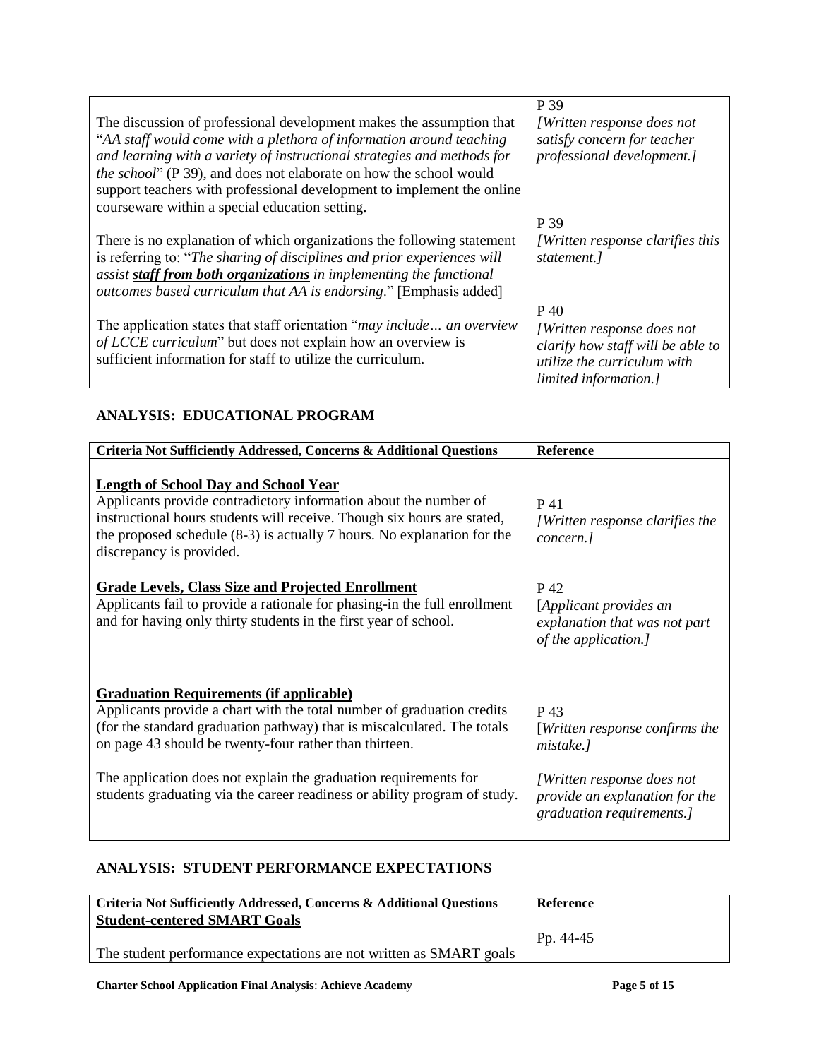| | |
|---|---|
| The discussion of professional development makes the assumption that "*AA staff would come with a plethora of information around teaching and learning with a variety of instructional strategies and methods for the school*" (P 39), and does not elaborate on how the school would support teachers with professional development to implement the online courseware within a special education setting. | P 39 *[Written response does not satisfy concern for teacher professional development.]* |
| There is no explanation of which organizations the following statement is referring to: "*The sharing of disciplines and prior experiences will assist **staff from both organizations** in implementing the functional outcomes based curriculum that AA is endorsing*." [Emphasis added] | P 39 *[Written response clarifies this statement.]* |
| The application states that staff orientation "*may include… an overview of LCCE curriculum*" but does not explain how an overview is sufficient information for staff to utilize the curriculum. | P 40 *[Written response does not clarify how staff will be able to utilize the curriculum with limited information.]* |

## ANALYSIS: EDUCATIONAL PROGRAM

| Criteria Not Sufficiently Addressed, Concerns & Additional Questions | Reference |
|---|---|
| **Length of School Day and School Year** Applicants provide contradictory information about the number of instructional hours students will receive. Though six hours are stated, the proposed schedule (8-3) is actually 7 hours. No explanation for the discrepancy is provided. | P 41 *[Written response clarifies the concern.]* |
| **Grade Levels, Class Size and Projected Enrollment** Applicants fail to provide a rationale for phasing-in the full enrollment and for having only thirty students in the first year of school. | P 42 [*Applicant provides an explanation that was not part of the application.]* |
| **Graduation Requirements (if applicable)** Applicants provide a chart with the total number of graduation credits (for the standard graduation pathway) that is miscalculated. The totals on page 43 should be twenty-four rather than thirteen. | P 43 [*Written response confirms the mistake.]* |
| The application does not explain the graduation requirements for students graduating via the career readiness or ability program of study. | *[Written response does not provide an explanation for the graduation requirements.]* |

## ANALYSIS: STUDENT PERFORMANCE EXPECTATIONS

| Criteria Not Sufficiently Addressed, Concerns & Additional Questions | Reference |
|---|---|
| **Student-centered SMART Goals** The student performance expectations are not written as SMART goals | Pp. 44-45 |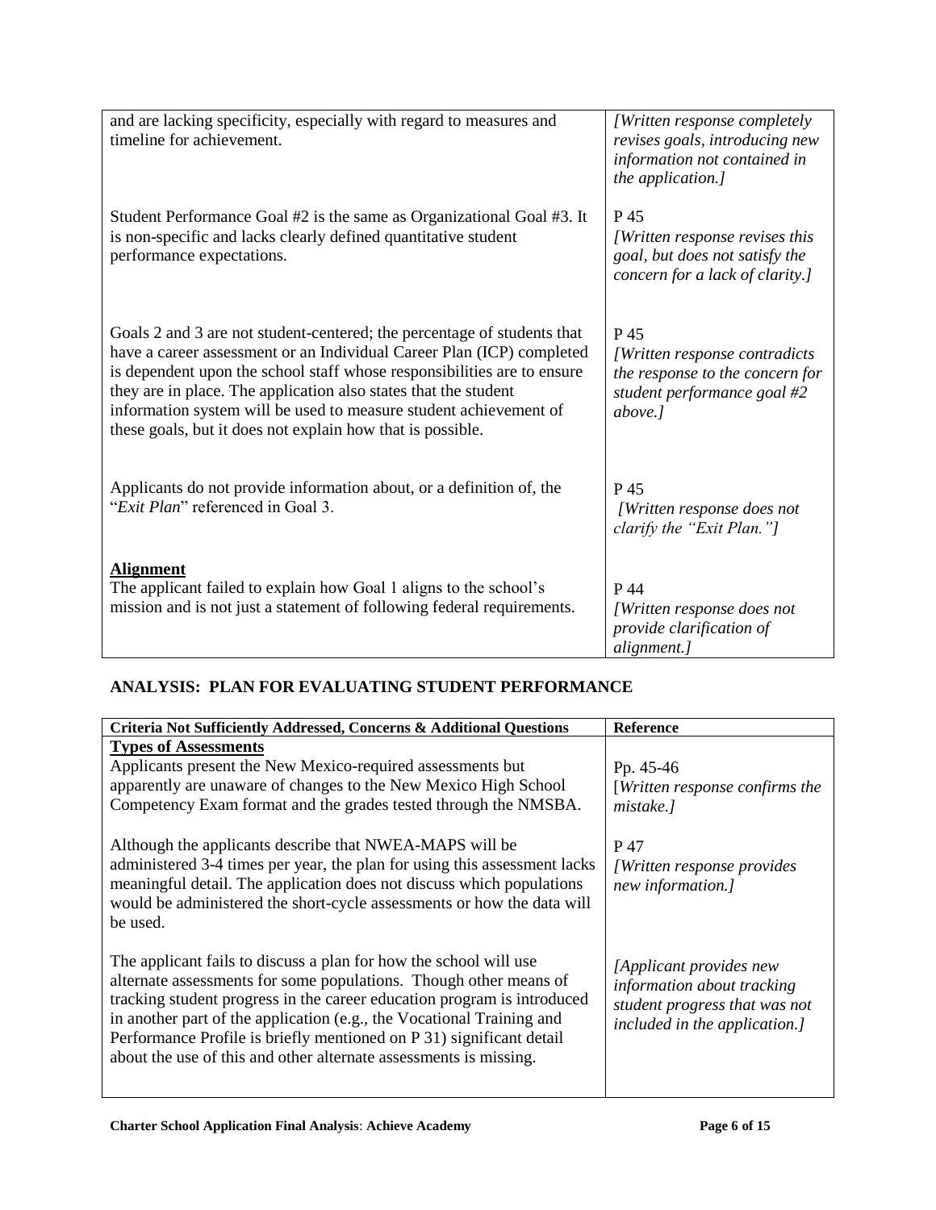| | |
|---|---|
| and are lacking specificity, especially with regard to measures and timeline for achievement. | *[Written response completely revises goals, introducing new information not contained in the application.]* |
| Student Performance Goal #2 is the same as Organizational Goal #3. It is non-specific and lacks clearly defined quantitative student performance expectations. | P 45 *[Written response revises this goal, but does not satisfy the concern for a lack of clarity.]* |
| Goals 2 and 3 are not student-centered; the percentage of students that have a career assessment or an Individual Career Plan (ICP) completed is dependent upon the school staff whose responsibilities are to ensure they are in place. The application also states that the student information system will be used to measure student achievement of these goals, but it does not explain how that is possible. | P 45 *[Written response contradicts the response to the concern for student performance goal #2 above.]* |
| Applicants do not provide information about, or a definition of, the "*Exit Plan*" referenced in Goal 3. | P 45 *[Written response does not clarify the "Exit Plan."]* |
| **Alignment** The applicant failed to explain how Goal 1 aligns to the school's mission and is not just a statement of following federal requirements. | P 44 *[Written response does not provide clarification of alignment.]* |

## ANALYSIS: PLAN FOR EVALUATING STUDENT PERFORMANCE

| Criteria Not Sufficiently Addressed, Concerns & Additional Questions | Reference |
|---|---|
| **Types of Assessments** Applicants present the New Mexico-required assessments but apparently are unaware of changes to the New Mexico High School Competency Exam format and the grades tested through the NMSBA. | Pp. 45-46 [*Written response confirms the mistake.]* |
| Although the applicants describe that NWEA-MAPS will be administered 3-4 times per year, the plan for using this assessment lacks meaningful detail. The application does not discuss which populations would be administered the short-cycle assessments or how the data will be used. | P 47 *[Written response provides new information.]* |
| The applicant fails to discuss a plan for how the school will use alternate assessments for some populations. Though other means of tracking student progress in the career education program is introduced in another part of the application (e.g., the Vocational Training and Performance Profile is briefly mentioned on P 31) significant detail about the use of this and other alternate assessments is missing. | *[Applicant provides new information about tracking student progress that was not included in the application.]* |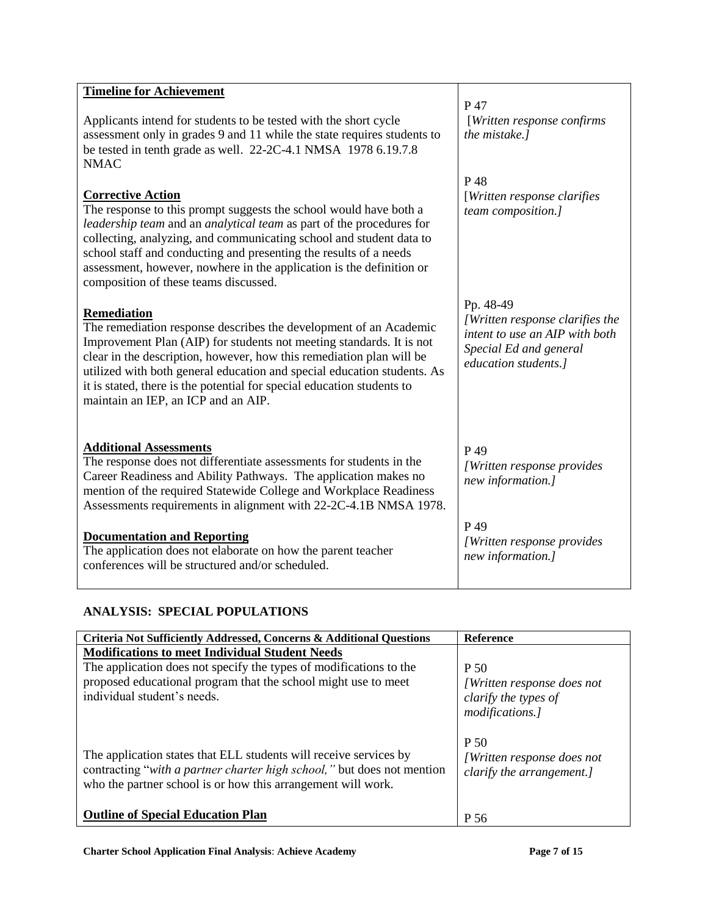| | |
|---|---|
| **Timeline for Achievement**<br><br>Applicants intend for students to be tested with the short cycle assessment only in grades 9 and 11 while the state requires students to be tested in tenth grade as well. 22-2C-4.1 NMSA 1978 6.19.7.8 NMAC | P 47<br>*[Written response confirms the mistake.]* |
| **Corrective Action**<br>The response to this prompt suggests the school would have both a *leadership team* and an *analytical team* as part of the procedures for collecting, analyzing, and communicating school and student data to school staff and conducting and presenting the results of a needs assessment, however, nowhere in the application is the definition or composition of these teams discussed. | P 48<br>*[Written response clarifies team composition.]* |
| **Remediation**<br>The remediation response describes the development of an Academic Improvement Plan (AIP) for students not meeting standards. It is not clear in the description, however, how this remediation plan will be utilized with both general education and special education students. As it is stated, there is the potential for special education students to maintain an IEP, an ICP and an AIP. | Pp. 48-49<br>*[Written response clarifies the intent to use an AIP with both Special Ed and general education students.]* |
| **Additional Assessments**<br>The response does not differentiate assessments for students in the Career Readiness and Ability Pathways. The application makes no mention of the required Statewide College and Workplace Readiness Assessments requirements in alignment with 22-2C-4.1B NMSA 1978. | P 49<br>*[Written response provides new information.]* |
| **Documentation and Reporting**<br>The application does not elaborate on how the parent teacher conferences will be structured and/or scheduled. | P 49<br>*[Written response provides new information.]* |

## ANALYSIS: SPECIAL POPULATIONS

| Criteria Not Sufficiently Addressed, Concerns & Additional Questions | Reference |
|---|---|
| **Modifications to meet Individual Student Needs**<br>The application does not specify the types of modifications to the proposed educational program that the school might use to meet individual student's needs. | P 50<br>*[Written response does not clarify the types of modifications.]* |
| The application states that ELL students will receive services by contracting "*with a partner charter high school,"* but does not mention who the partner school is or how this arrangement will work. | P 50<br>*[Written response does not clarify the arrangement.]* |
| **Outline of Special Education Plan** | P 56 |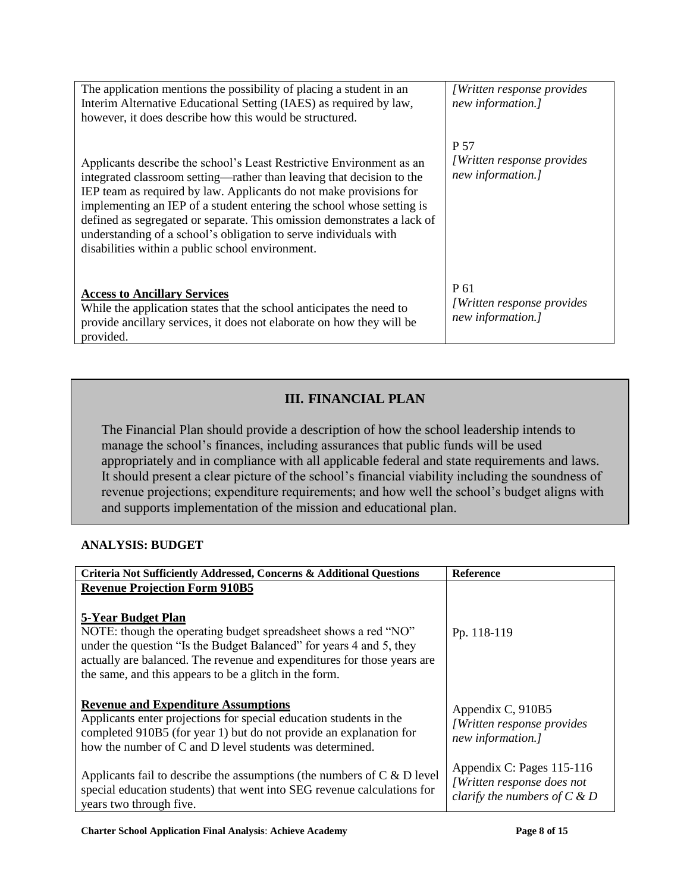| | |
|---|---|
| The application mentions the possibility of placing a student in an Interim Alternative Educational Setting (IAES) as required by law, however, it does describe how this would be structured. | *[Written response provides new information.]* |
| Applicants describe the school's Least Restrictive Environment as an integrated classroom setting—rather than leaving that decision to the IEP team as required by law. Applicants do not make provisions for implementing an IEP of a student entering the school whose setting is defined as segregated or separate. This omission demonstrates a lack of understanding of a school's obligation to serve individuals with disabilities within a public school environment. | P 57<br>*[Written response provides new information.]* |
| **Access to Ancillary Services**<br>While the application states that the school anticipates the need to provide ancillary services, it does not elaborate on how they will be provided. | P 61<br>*[Written response provides new information.]* |

## III. FINANCIAL PLAN

The Financial Plan should provide a description of how the school leadership intends to manage the school's finances, including assurances that public funds will be used appropriately and in compliance with all applicable federal and state requirements and laws. It should present a clear picture of the school's financial viability including the soundness of revenue projections; expenditure requirements; and how well the school's budget aligns with and supports implementation of the mission and educational plan.

### ANALYSIS: BUDGET

| Criteria Not Sufficiently Addressed, Concerns & Additional Questions | Reference |
|---|---|
| **Revenue Projection Form 910B5** | |
| **5-Year Budget Plan**<br>NOTE: though the operating budget spreadsheet shows a red "NO" under the question "Is the Budget Balanced" for years 4 and 5, they actually are balanced. The revenue and expenditures for those years are the same, and this appears to be a glitch in the form. | Pp. 118-119 |
| **Revenue and Expenditure Assumptions**<br>Applicants enter projections for special education students in the completed 910B5 (for year 1) but do not provide an explanation for how the number of C and D level students was determined. | Appendix C, 910B5<br>*[Written response provides new information.]* |
| Applicants fail to describe the assumptions (the numbers of C & D level special education students) that went into SEG revenue calculations for years two through five. | Appendix C: Pages 115-116<br>*[Written response does not clarify the numbers of C & D* |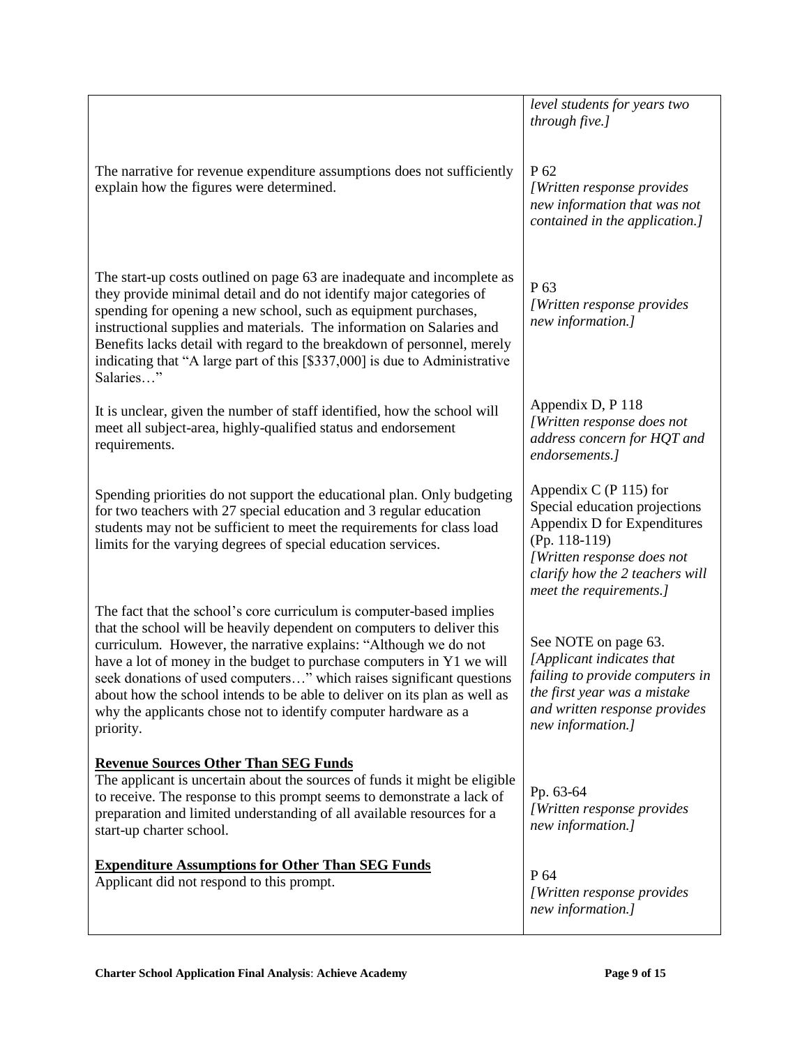| | |
|---|---|
| | *level students for years two through five.]* |
| The narrative for revenue expenditure assumptions does not sufficiently explain how the figures were determined. | P 62<br>*[Written response provides new information that was not contained in the application.]* |
| The start-up costs outlined on page 63 are inadequate and incomplete as they provide minimal detail and do not identify major categories of spending for opening a new school, such as equipment purchases, instructional supplies and materials. The information on Salaries and Benefits lacks detail with regard to the breakdown of personnel, merely indicating that "A large part of this [$337,000] is due to Administrative Salaries…" | P 63<br>*[Written response provides new information.]* |
| It is unclear, given the number of staff identified, how the school will meet all subject-area, highly-qualified status and endorsement requirements. | Appendix D, P 118<br>*[Written response does not address concern for HQT and endorsements.]* |
| Spending priorities do not support the educational plan. Only budgeting for two teachers with 27 special education and 3 regular education students may not be sufficient to meet the requirements for class load limits for the varying degrees of special education services. | Appendix C (P 115) for Special education projections<br>Appendix D for Expenditures (Pp. 118-119)<br>*[Written response does not clarify how the 2 teachers will meet the requirements.]* |
| The fact that the school's core curriculum is computer-based implies that the school will be heavily dependent on computers to deliver this curriculum. However, the narrative explains: "Although we do not have a lot of money in the budget to purchase computers in Y1 we will seek donations of used computers…" which raises significant questions about how the school intends to be able to deliver on its plan as well as why the applicants chose not to identify computer hardware as a priority. | See NOTE on page 63.<br>*[Applicant indicates that failing to provide computers in the first year was a mistake and written response provides new information.]* |
| **Revenue Sources Other Than SEG Funds**<br>The applicant is uncertain about the sources of funds it might be eligible to receive. The response to this prompt seems to demonstrate a lack of preparation and limited understanding of all available resources for a start-up charter school. | Pp. 63-64<br>*[Written response provides new information.]* |
| **Expenditure Assumptions for Other Than SEG Funds**<br>Applicant did not respond to this prompt. | P 64<br>*[Written response provides new information.]* |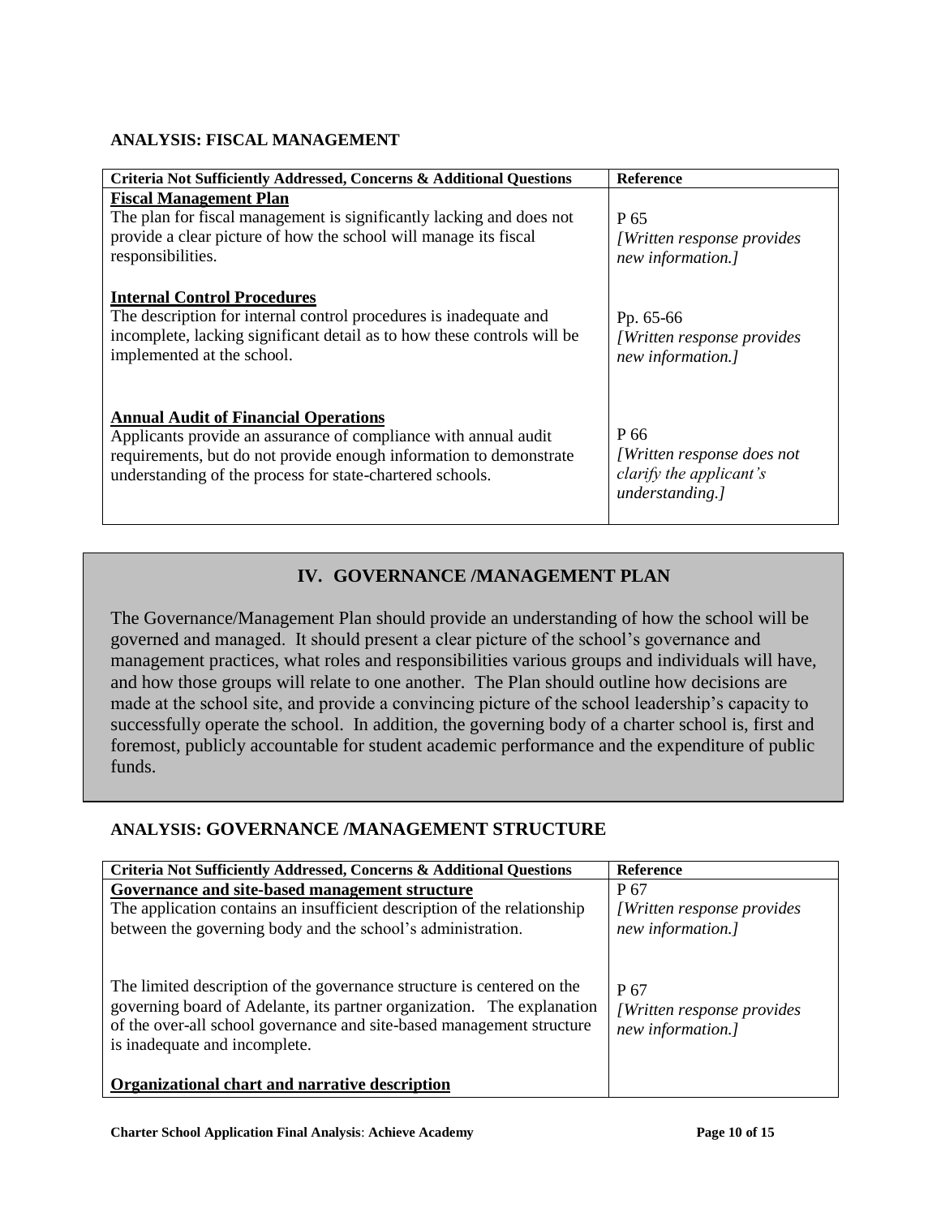### ANALYSIS: FISCAL MANAGEMENT

| Criteria Not Sufficiently Addressed, Concerns & Additional Questions | Reference |
|---|---|
| **Fiscal Management Plan**<br>The plan for fiscal management is significantly lacking and does not provide a clear picture of how the school will manage its fiscal responsibilities. | P 65<br>*[Written response provides new information.]* |
| **Internal Control Procedures**<br>The description for internal control procedures is inadequate and incomplete, lacking significant detail as to how these controls will be implemented at the school. | Pp. 65-66<br>*[Written response provides new information.]* |
| **Annual Audit of Financial Operations**<br>Applicants provide an assurance of compliance with annual audit requirements, but do not provide enough information to demonstrate understanding of the process for state-chartered schools. | P 66<br>*[Written response does not clarify the applicant's understanding.]* |

## IV. GOVERNANCE /MANAGEMENT PLAN

The Governance/Management Plan should provide an understanding of how the school will be governed and managed. It should present a clear picture of the school's governance and management practices, what roles and responsibilities various groups and individuals will have, and how those groups will relate to one another. The Plan should outline how decisions are made at the school site, and provide a convincing picture of the school leadership's capacity to successfully operate the school. In addition, the governing body of a charter school is, first and foremost, publicly accountable for student academic performance and the expenditure of public funds.

### ANALYSIS: GOVERNANCE /MANAGEMENT STRUCTURE

| Criteria Not Sufficiently Addressed, Concerns & Additional Questions | Reference |
|---|---|
| **Governance and site-based management structure**<br>The application contains an insufficient description of the relationship between the governing body and the school's administration. | P 67<br>*[Written response provides new information.]* |
| The limited description of the governance structure is centered on the governing board of Adelante, its partner organization. The explanation of the over-all school governance and site-based management structure is inadequate and incomplete. | P 67<br>*[Written response provides new information.]* |
| **Organizational chart and narrative description** | |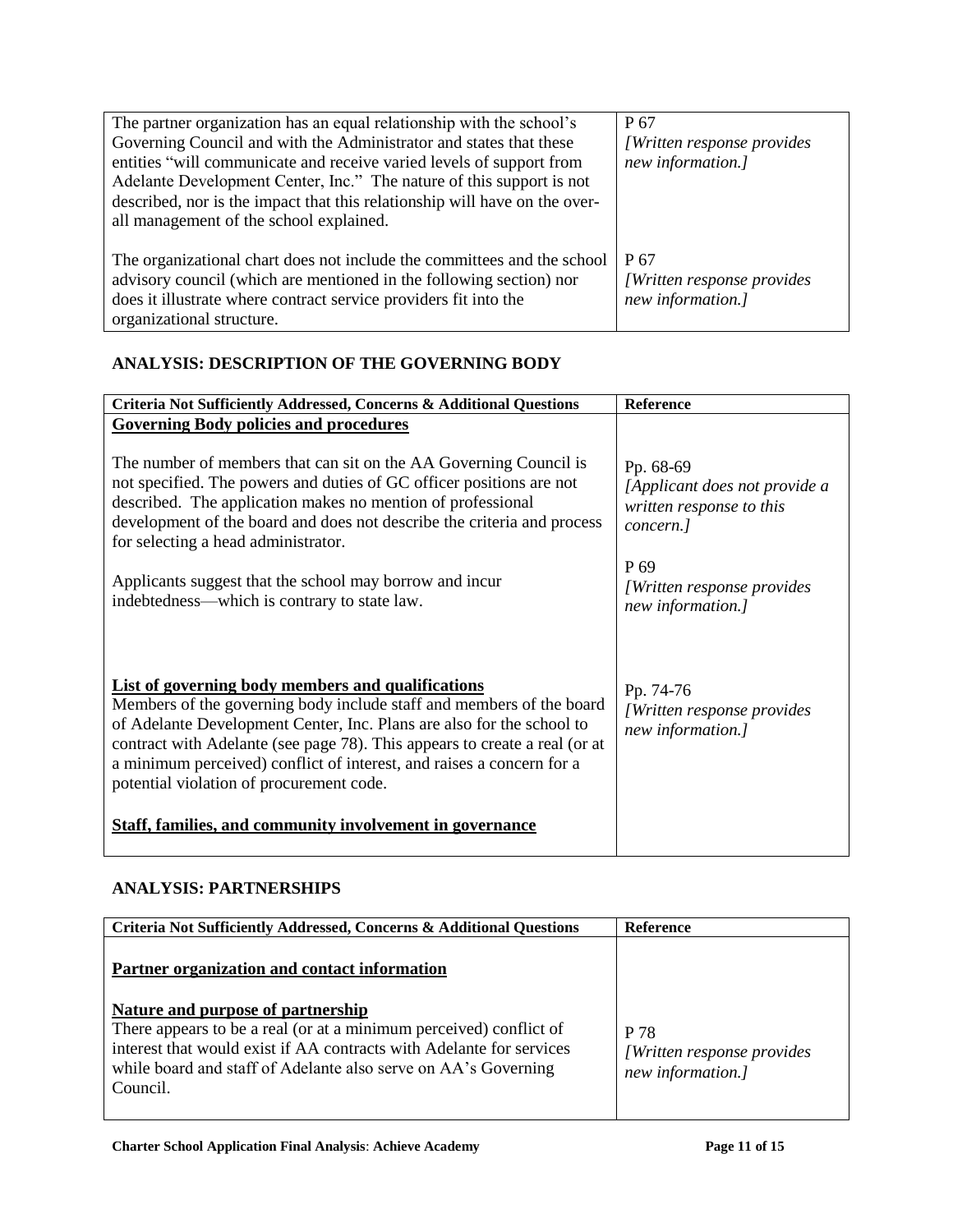| | |
|---|---|
| The partner organization has an equal relationship with the school's Governing Council and with the Administrator and states that these entities "will communicate and receive varied levels of support from Adelante Development Center, Inc." The nature of this support is not described, nor is the impact that this relationship will have on the over-all management of the school explained. | P 67<br>*[Written response provides new information.]* |
| The organizational chart does not include the committees and the school advisory council (which are mentioned in the following section) nor does it illustrate where contract service providers fit into the organizational structure. | P 67<br>*[Written response provides new information.]* |

## ANALYSIS: DESCRIPTION OF THE GOVERNING BODY

| Criteria Not Sufficiently Addressed, Concerns & Additional Questions | Reference |
|---|---|
| **Governing Body policies and procedures**<br><br>The number of members that can sit on the AA Governing Council is not specified. The powers and duties of GC officer positions are not described. The application makes no mention of professional development of the board and does not describe the criteria and process for selecting a head administrator. | Pp. 68-69<br>*[Applicant does not provide a written response to this concern.]* |
| Applicants suggest that the school may borrow and incur indebtedness—which is contrary to state law. | P 69<br>*[Written response provides new information.]* |
| **List of governing body members and qualifications**<br>Members of the governing body include staff and members of the board of Adelante Development Center, Inc. Plans are also for the school to contract with Adelante (see page 78). This appears to create a real (or at a minimum perceived) conflict of interest, and raises a concern for a potential violation of procurement code. | Pp. 74-76<br>*[Written response provides new information.]* |
| **Staff, families, and community involvement in governance** | |

## ANALYSIS: PARTNERSHIPS

| Criteria Not Sufficiently Addressed, Concerns & Additional Questions | Reference |
|---|---|
| **Partner organization and contact information** | |
| **Nature and purpose of partnership**<br>There appears to be a real (or at a minimum perceived) conflict of interest that would exist if AA contracts with Adelante for services while board and staff of Adelante also serve on AA's Governing Council. | P 78<br>*[Written response provides new information.]* |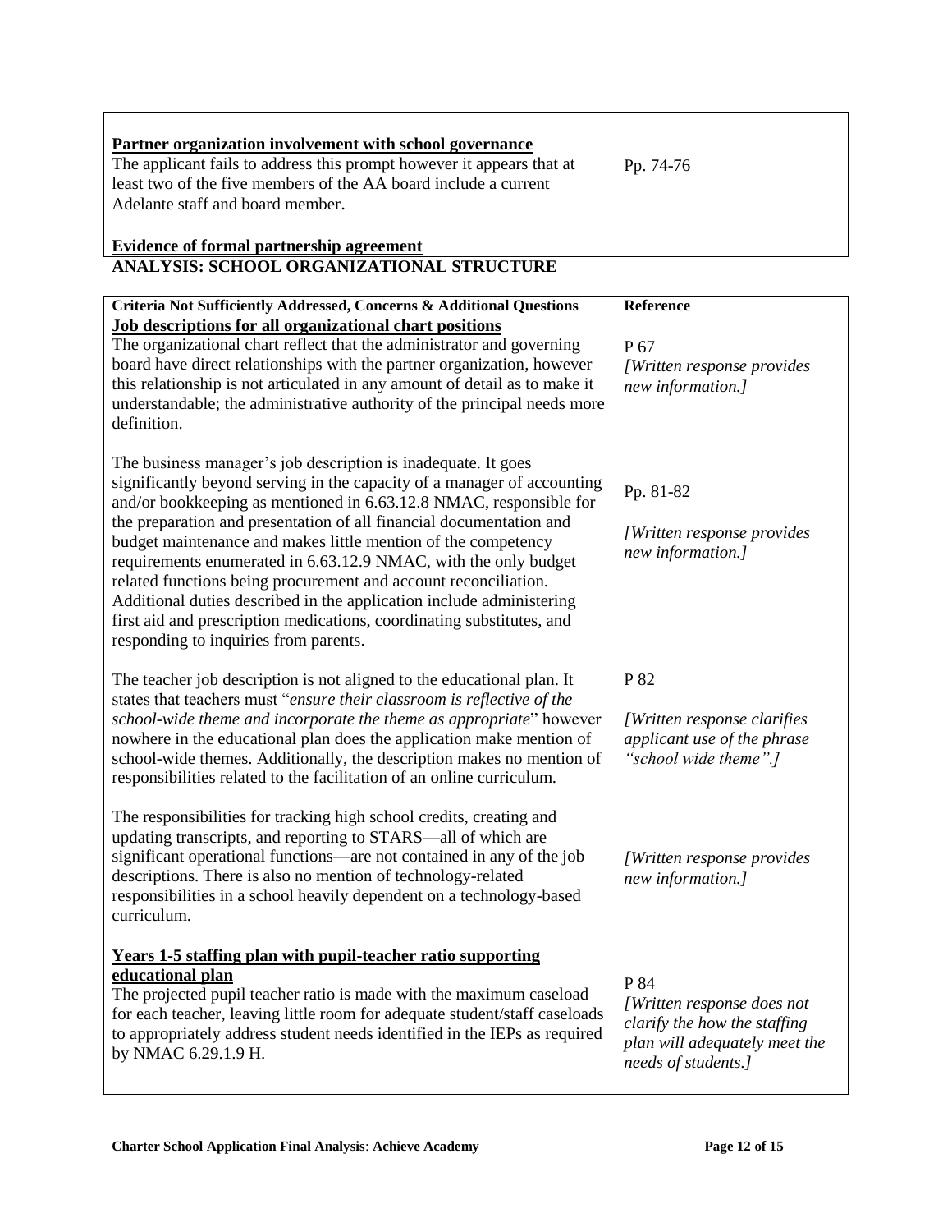| | |
|---|---|
| **Partner organization involvement with school governance**<br>The applicant fails to address this prompt however it appears that at least two of the five members of the AA board include a current Adelante staff and board member.<br><br>**Evidence of formal partnership agreement** | Pp. 74-76 |

## ANALYSIS: SCHOOL ORGANIZATIONAL STRUCTURE

| Criteria Not Sufficiently Addressed, Concerns & Additional Questions | Reference |
|---|---|
| **Job descriptions for all organizational chart positions**<br>The organizational chart reflect that the administrator and governing board have direct relationships with the partner organization, however this relationship is not articulated in any amount of detail as to make it understandable; the administrative authority of the principal needs more definition. | P 67<br>*[Written response provides new information.]* |
| The business manager's job description is inadequate. It goes significantly beyond serving in the capacity of a manager of accounting and/or bookkeeping as mentioned in 6.63.12.8 NMAC, responsible for the preparation and presentation of all financial documentation and budget maintenance and makes little mention of the competency requirements enumerated in 6.63.12.9 NMAC, with the only budget related functions being procurement and account reconciliation. Additional duties described in the application include administering first aid and prescription medications, coordinating substitutes, and responding to inquiries from parents. | Pp. 81-82<br><br>*[Written response provides new information.]* |
| The teacher job description is not aligned to the educational plan. It states that teachers must "*ensure their classroom is reflective of the school-wide theme and incorporate the theme as appropriate*" however nowhere in the educational plan does the application make mention of school-wide themes. Additionally, the description makes no mention of responsibilities related to the facilitation of an online curriculum. | P 82<br><br>*[Written response clarifies applicant use of the phrase "school wide theme".]* |
| The responsibilities for tracking high school credits, creating and updating transcripts, and reporting to STARS—all of which are significant operational functions—are not contained in any of the job descriptions. There is also no mention of technology-related responsibilities in a school heavily dependent on a technology-based curriculum. | *[Written response provides new information.]* |
| **Years 1-5 staffing plan with pupil-teacher ratio supporting educational plan**<br>The projected pupil teacher ratio is made with the maximum caseload for each teacher, leaving little room for adequate student/staff caseloads to appropriately address student needs identified in the IEPs as required by NMAC 6.29.1.9 H. | P 84<br>*[Written response does not clarify the how the staffing plan will adequately meet the needs of students.]* |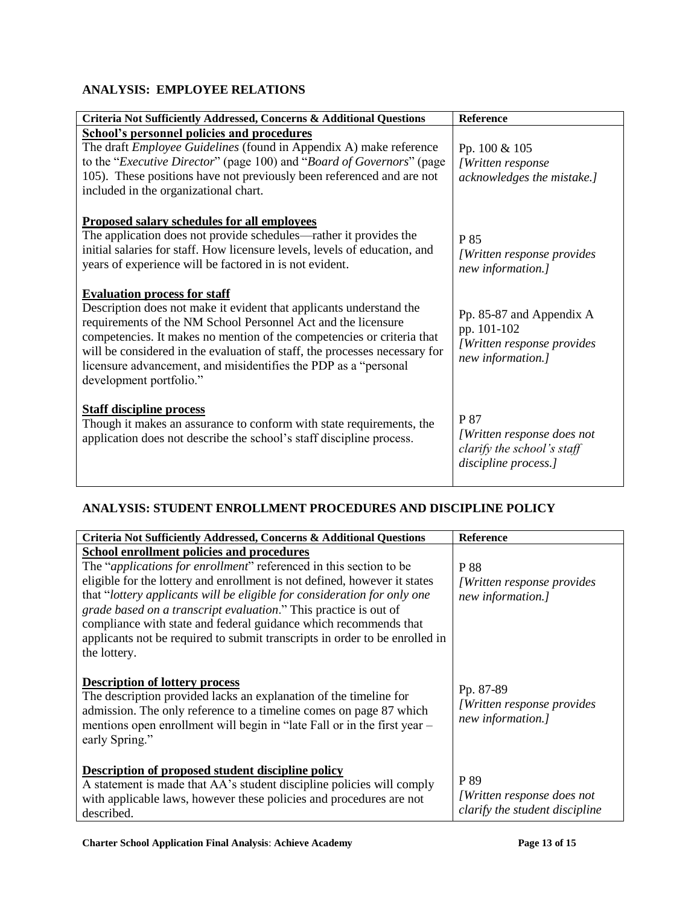## ANALYSIS: EMPLOYEE RELATIONS

| Criteria Not Sufficiently Addressed, Concerns & Additional Questions | Reference |
|---|---|
| **School's personnel policies and procedures**<br>The draft *Employee Guidelines* (found in Appendix A) make reference to the "*Executive Director*" (page 100) and "*Board of Governors*" (page 105). These positions have not previously been referenced and are not included in the organizational chart. | Pp. 100 & 105<br>*[Written response acknowledges the mistake.]* |
| **Proposed salary schedules for all employees**<br>The application does not provide schedules—rather it provides the initial salaries for staff. How licensure levels, levels of education, and years of experience will be factored in is not evident. | P 85<br>*[Written response provides new information.]* |
| **Evaluation process for staff**<br>Description does not make it evident that applicants understand the requirements of the NM School Personnel Act and the licensure competencies. It makes no mention of the competencies or criteria that will be considered in the evaluation of staff, the processes necessary for licensure advancement, and misidentifies the PDP as a "personal development portfolio." | Pp. 85-87 and Appendix A pp. 101-102<br>*[Written response provides new information.]* |
| **Staff discipline process**<br>Though it makes an assurance to conform with state requirements, the application does not describe the school's staff discipline process. | P 87<br>*[Written response does not clarify the school's staff discipline process.]* |

## ANALYSIS: STUDENT ENROLLMENT PROCEDURES AND DISCIPLINE POLICY

| Criteria Not Sufficiently Addressed, Concerns & Additional Questions | Reference |
|---|---|
| **School enrollment policies and procedures**<br>The "*applications for enrollment*" referenced in this section to be eligible for the lottery and enrollment is not defined, however it states that "*lottery applicants will be eligible for consideration for only one grade based on a transcript evaluation*." This practice is out of compliance with state and federal guidance which recommends that applicants not be required to submit transcripts in order to be enrolled in the lottery. | P 88<br>*[Written response provides new information.]* |
| **Description of lottery process**<br>The description provided lacks an explanation of the timeline for admission. The only reference to a timeline comes on page 87 which mentions open enrollment will begin in "late Fall or in the first year – early Spring." | Pp. 87-89<br>*[Written response provides new information.]* |
| **Description of proposed student discipline policy**<br>A statement is made that AA's student discipline policies will comply with applicable laws, however these policies and procedures are not described. | P 89<br>*[Written response does not clarify the student discipline* |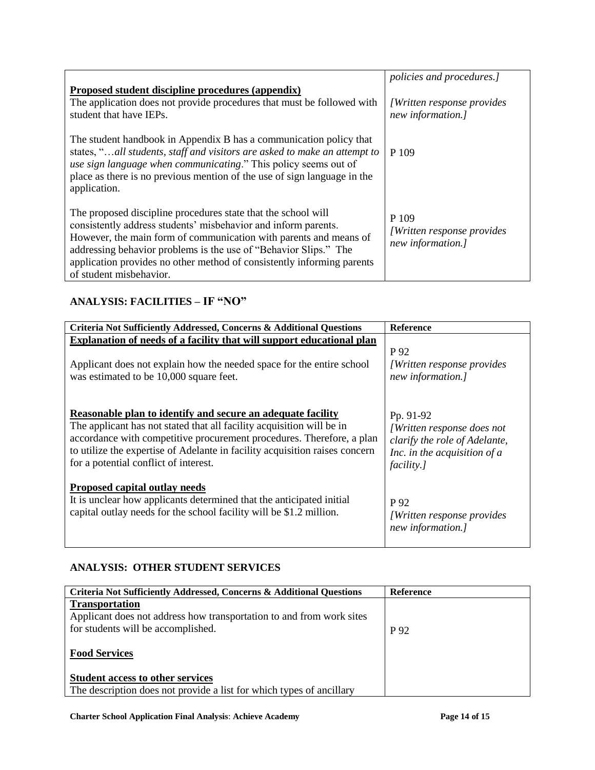| | |
|---|---|
| | *policies and procedures.]* |
| **Proposed student discipline procedures (appendix)**<br>The application does not provide procedures that must be followed with student that have IEPs. | *[Written response provides new information.]* |
| The student handbook in Appendix B has a communication policy that states, "…*all students, staff and visitors are asked to make an attempt to use sign language when communicating*." This policy seems out of place as there is no previous mention of the use of sign language in the application. | P 109 |
| The proposed discipline procedures state that the school will consistently address students' misbehavior and inform parents. However, the main form of communication with parents and means of addressing behavior problems is the use of "Behavior Slips." The application provides no other method of consistently informing parents of student misbehavior. | P 109<br>*[Written response provides new information.]* |

## ANALYSIS: FACILITIES – IF "NO"

| Criteria Not Sufficiently Addressed, Concerns & Additional Questions | Reference |
|---|---|
| **Explanation of needs of a facility that will support educational plan**<br><br>Applicant does not explain how the needed space for the entire school was estimated to be 10,000 square feet. | P 92<br>*[Written response provides new information.]* |
| **Reasonable plan to identify and secure an adequate facility**<br>The applicant has not stated that all facility acquisition will be in accordance with competitive procurement procedures. Therefore, a plan to utilize the expertise of Adelante in facility acquisition raises concern for a potential conflict of interest. | Pp. 91-92<br>*[Written response does not clarify the role of Adelante, Inc. in the acquisition of a facility.]* |
| **Proposed capital outlay needs**<br>It is unclear how applicants determined that the anticipated initial capital outlay needs for the school facility will be $1.2 million. | P 92<br>*[Written response provides new information.]* |

## ANALYSIS: OTHER STUDENT SERVICES

| Criteria Not Sufficiently Addressed, Concerns & Additional Questions | Reference |
|---|---|
| **Transportation**<br>Applicant does not address how transportation to and from work sites for students will be accomplished. | P 92 |
| **Food Services** | |
| **Student access to other services**<br>The description does not provide a list for which types of ancillary | |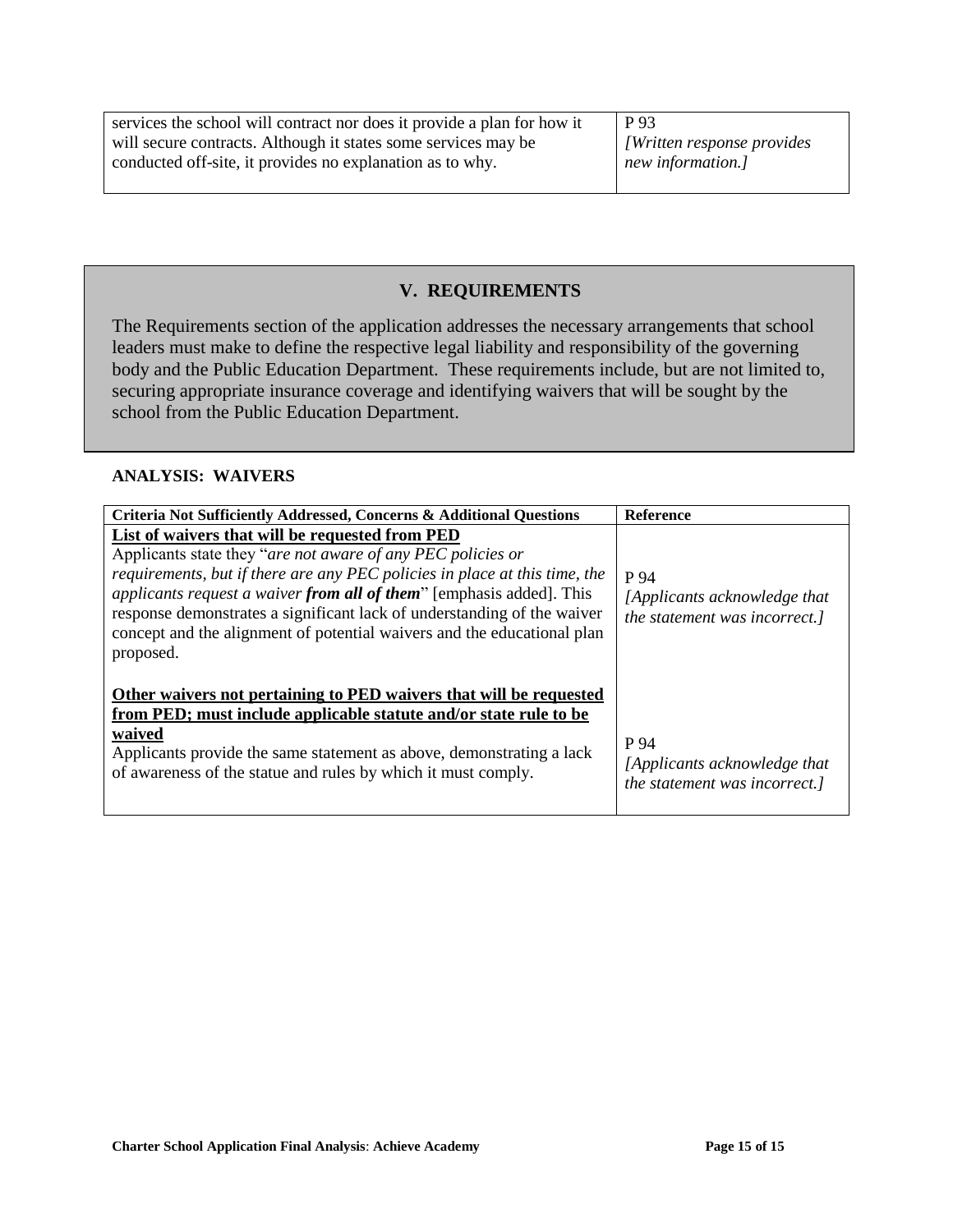| | |
|---|---|
| services the school will contract nor does it provide a plan for how it will secure contracts. Although it states some services may be conducted off-site, it provides no explanation as to why. | P 93<br>*[Written response provides new information.]* |

## V. REQUIREMENTS

The Requirements section of the application addresses the necessary arrangements that school leaders must make to define the respective legal liability and responsibility of the governing body and the Public Education Department. These requirements include, but are not limited to, securing appropriate insurance coverage and identifying waivers that will be sought by the school from the Public Education Department.

### ANALYSIS: WAIVERS

| Criteria Not Sufficiently Addressed, Concerns & Additional Questions | Reference |
|---|---|
| <u>**List of waivers that will be requested from PED**</u><br>Applicants state they "*are not aware of any PEC policies or requirements, but if there are any PEC policies in place at this time, the applicants request a waiver **from all of them***" [emphasis added]. This response demonstrates a significant lack of understanding of the waiver concept and the alignment of potential waivers and the educational plan proposed. | P 94<br>*[Applicants acknowledge that the statement was incorrect.]* |
| <u>**Other waivers not pertaining to PED waivers that will be requested from PED; must include applicable statute and/or state rule to be waived**</u><br>Applicants provide the same statement as above, demonstrating a lack of awareness of the statue and rules by which it must comply. | P 94<br>*[Applicants acknowledge that the statement was incorrect.]* |